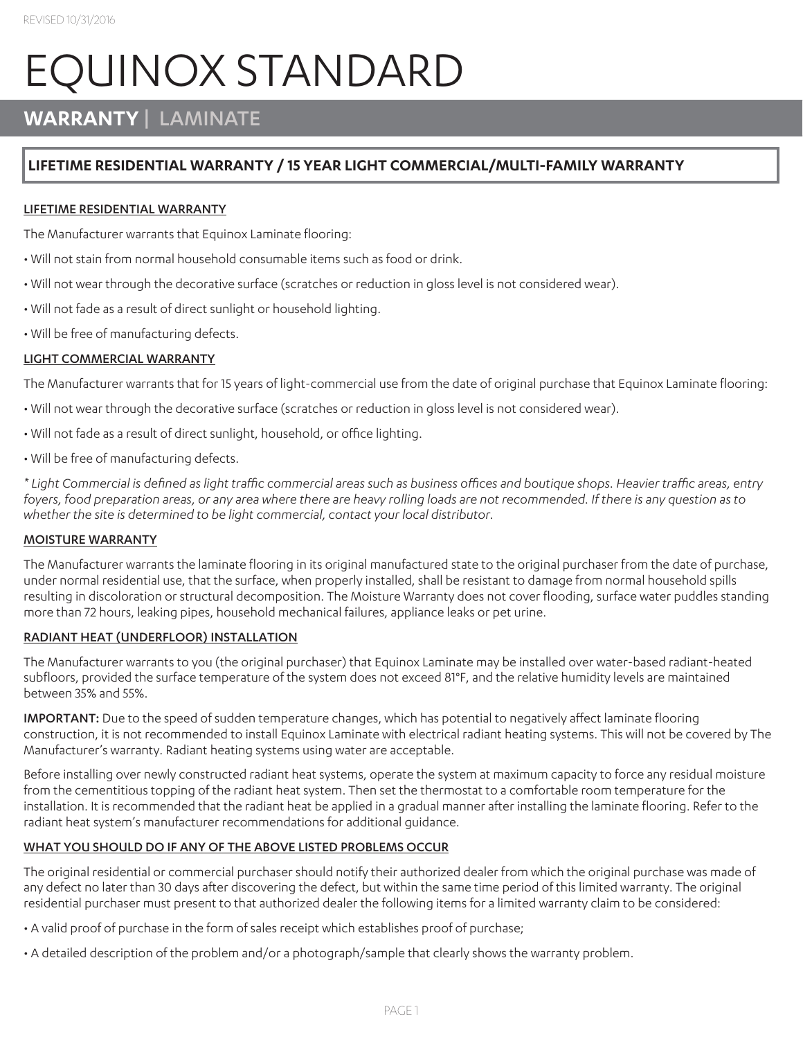REVISED 10/31/2016

# EQUINOX STANDARD

## WARRANTY | LAMINATE

### LIFETIME RESIDENTIAL WARRANTY / 15 YEAR LIGHT COMMERCIAL/MULTI-FAMILY WARRANTY

**LIFETIME RESIDENTIAL WARRANTY**

The Manufacturer warrants that Equinox Laminate flooring:

- Will not stain from normal household consumable items such as food or drink.
- Will not wear through the decorative surface (scratches or reduction in gloss level is not considered wear).
- Will not fade as a result of direct sunlight or household lighting.
- Will be free of manufacturing defects.

**LIGHT COMMERCIAL WARRANTY**

The Manufacturer warrants that for 15 years of light-commercial use from the date of original purchase that Equinox Laminate flooring:

- Will not wear through the decorative surface (scratches or reduction in gloss level is not considered wear).
- Will not fade as a result of direct sunlight, household, or office lighting.
- Will be free of manufacturing defects.

*\* Light Commercial is defined as light traffic commercial areas such as business offices and boutique shops. Heavier traffic areas, entry foyers, food preparation areas, or any area where there are heavy rolling loads are not recommended. If there is any question as to whether the site is determined to be light commercial, contact your local distributor.*

**MOISTURE WARRANTY**

The Manufacturer warrants the laminate flooring in its original manufactured state to the original purchaser from the date of purchase, under normal residential use, that the surface, when properly installed, shall be resistant to damage from normal household spills resulting in discoloration or structural decomposition. The Moisture Warranty does not cover flooding, surface water puddles standing more than 72 hours, leaking pipes, household mechanical failures, appliance leaks or pet urine.

**RADIANT HEAT (UNDERFLOOR) INSTALLATION**

The Manufacturer warrants to you (the original purchaser) that Equinox Laminate may be installed over water-based radiant-heated subfloors, provided the surface temperature of the system does not exceed 81°F, and the relative humidity levels are maintained between 35% and 55%.

**IMPORTANT:** Due to the speed of sudden temperature changes, which has potential to negatively affect laminate flooring construction, it is not recommended to install Equinox Laminate with electrical radiant heating systems. This will not be covered by The Manufacturer's warranty. Radiant heating systems using water are acceptable.

Before installing over newly constructed radiant heat systems, operate the system at maximum capacity to force any residual moisture from the cementitious topping of the radiant heat system. Then set the thermostat to a comfortable room temperature for the installation. It is recommended that the radiant heat be applied in a gradual manner after installing the laminate flooring. Refer to the radiant heat system's manufacturer recommendations for additional guidance.

**WHAT YOU SHOULD DO IF ANY OF THE ABOVE LISTED PROBLEMS OCCUR**

The original residential or commercial purchaser should notify their authorized dealer from which the original purchase was made of any defect no later than 30 days after discovering the defect, but within the same time period of this limited warranty. The original residential purchaser must present to that authorized dealer the following items for a limited warranty claim to be considered:

- A valid proof of purchase in the form of sales receipt which establishes proof of purchase;
- A detailed description of the problem and/or a photograph/sample that clearly shows the warranty problem.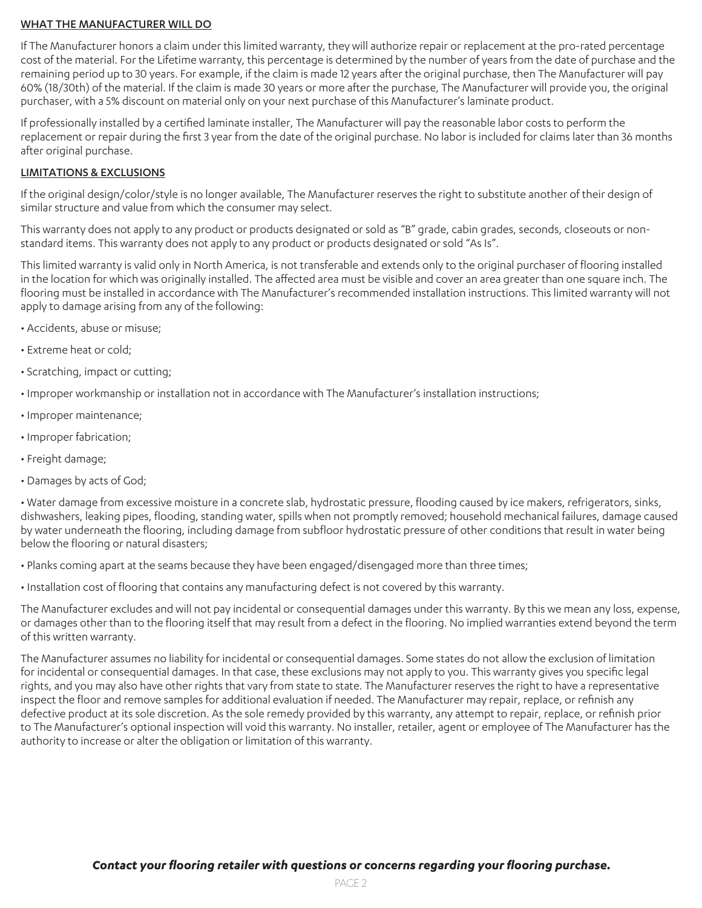## WHAT THE MANUFACTURER WILL DO

If The Manufacturer honors a claim under this limited warranty, they will authorize repair or replacement at the pro-rated percentage cost of the material. For the Lifetime warranty, this percentage is determined by the number of years from the date of purchase and the remaining period up to 30 years. For example, if the claim is made 12 years after the original purchase, then The Manufacturer will pay 60% (18/30th) of the material. If the claim is made 30 years or more after the purchase, The Manufacturer will provide you, the original purchaser, with a 5% discount on material only on your next purchase of this Manufacturer's laminate product.

If professionally installed by a certified laminate installer, The Manufacturer will pay the reasonable labor costs to perform the replacement or repair during the first 3 year from the date of the original purchase. No labor is included for claims later than 36 months after original purchase.

## LIMITATIONS & EXCLUSIONS

If the original design/color/style is no longer available, The Manufacturer reserves the right to substitute another of their design of similar structure and value from which the consumer may select.

This warranty does not apply to any product or products designated or sold as "B" grade, cabin grades, seconds, closeouts or non-standard items. This warranty does not apply to any product or products designated or sold "As Is".

This limited warranty is valid only in North America, is not transferable and extends only to the original purchaser of flooring installed in the location for which was originally installed. The affected area must be visible and cover an area greater than one square inch. The flooring must be installed in accordance with The Manufacturer's recommended installation instructions. This limited warranty will not apply to damage arising from any of the following:

- Accidents, abuse or misuse;
- Extreme heat or cold;
- Scratching, impact or cutting;
- Improper workmanship or installation not in accordance with The Manufacturer's installation instructions;
- Improper maintenance;
- Improper fabrication;
- Freight damage;
- Damages by acts of God;
- Water damage from excessive moisture in a concrete slab, hydrostatic pressure, flooding caused by ice makers, refrigerators, sinks, dishwashers, leaking pipes, flooding, standing water, spills when not promptly removed; household mechanical failures, damage caused by water underneath the flooring, including damage from subfloor hydrostatic pressure of other conditions that result in water being below the flooring or natural disasters;
- Planks coming apart at the seams because they have been engaged/disengaged more than three times;
- Installation cost of flooring that contains any manufacturing defect is not covered by this warranty.

The Manufacturer excludes and will not pay incidental or consequential damages under this warranty. By this we mean any loss, expense, or damages other than to the flooring itself that may result from a defect in the flooring. No implied warranties extend beyond the term of this written warranty.

The Manufacturer assumes no liability for incidental or consequential damages. Some states do not allow the exclusion of limitation for incidental or consequential damages. In that case, these exclusions may not apply to you. This warranty gives you specific legal rights, and you may also have other rights that vary from state to state. The Manufacturer reserves the right to have a representative inspect the floor and remove samples for additional evaluation if needed. The Manufacturer may repair, replace, or refinish any defective product at its sole discretion. As the sole remedy provided by this warranty, any attempt to repair, replace, or refinish prior to The Manufacturer's optional inspection will void this warranty. No installer, retailer, agent or employee of The Manufacturer has the authority to increase or alter the obligation or limitation of this warranty.

***Contact your flooring retailer with questions or concerns regarding your flooring purchase.***